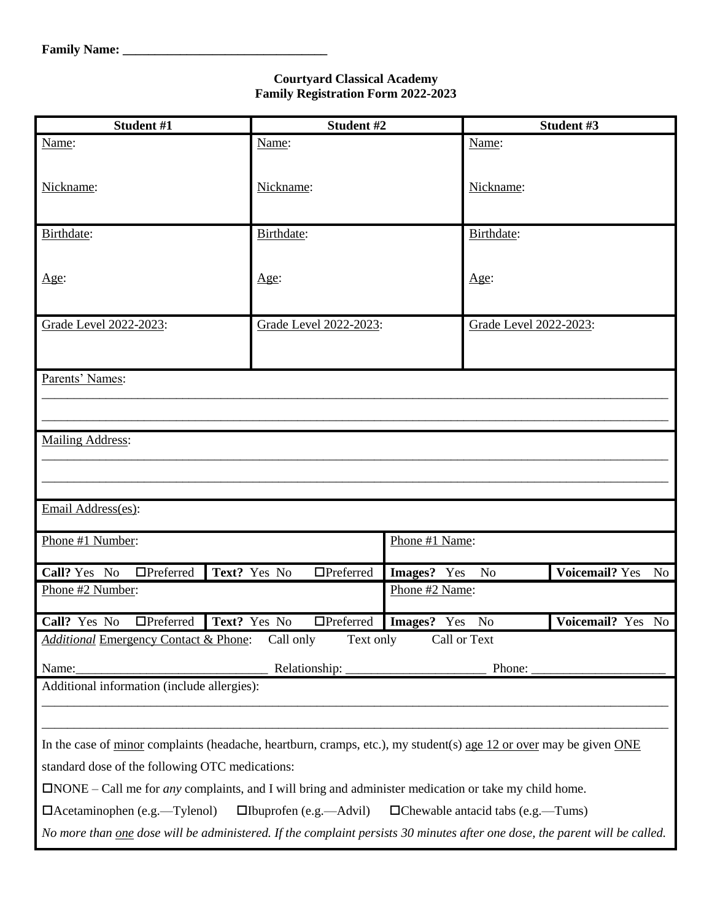**Family Name: ________________________________**

**Courtyard Classical Academy**
**Family Registration Form 2022-2023**

| **Student #1** | **Student #2** | **Student #3** |
|---|---|---|
| Name: | Name: | Name: |
| Nickname: | Nickname: | Nickname: |
| Birthdate: | Birthdate: | Birthdate: |
| Age: | Age: | Age: |
| Grade Level 2022-2023: | Grade Level 2022-2023: | Grade Level 2022-2023: |

Parents' Names:

________________________________________________________________________________

________________________________________________________________________________

Mailing Address:

________________________________________________________________________________

________________________________________________________________________________

Email Address(es):

| Phone #1 Number: | | Phone #1 Name: | |
|---|---|---|---|
| **Call?** Yes No ☐Preferred | **Text?** Yes No ☐Preferred | **Images?** Yes No | **Voicemail?** Yes No |
| Phone #2 Number: | | Phone #2 Name: | |
| **Call?** Yes No ☐Preferred | **Text?** Yes No ☐Preferred | **Images?** Yes No | **Voicemail?** Yes No |

*Additional* Emergency Contact & Phone: Call only Text only Call or Text

Name:______________________________ Relationship: ______________________ Phone: _____________________

Additional information (include allergies):

________________________________________________________________________________

________________________________________________________________________________

In the case of minor complaints (headache, heartburn, cramps, etc.), my student(s) age 12 or over may be given ONE standard dose of the following OTC medications:

☐NONE – Call me for *any* complaints, and I will bring and administer medication or take my child home.

☐Acetaminophen (e.g.—Tylenol) ☐Ibuprofen (e.g.—Advil) ☐Chewable antacid tabs (e.g.—Tums)

*No more than one dose will be administered. If the complaint persists 30 minutes after one dose, the parent will be called.*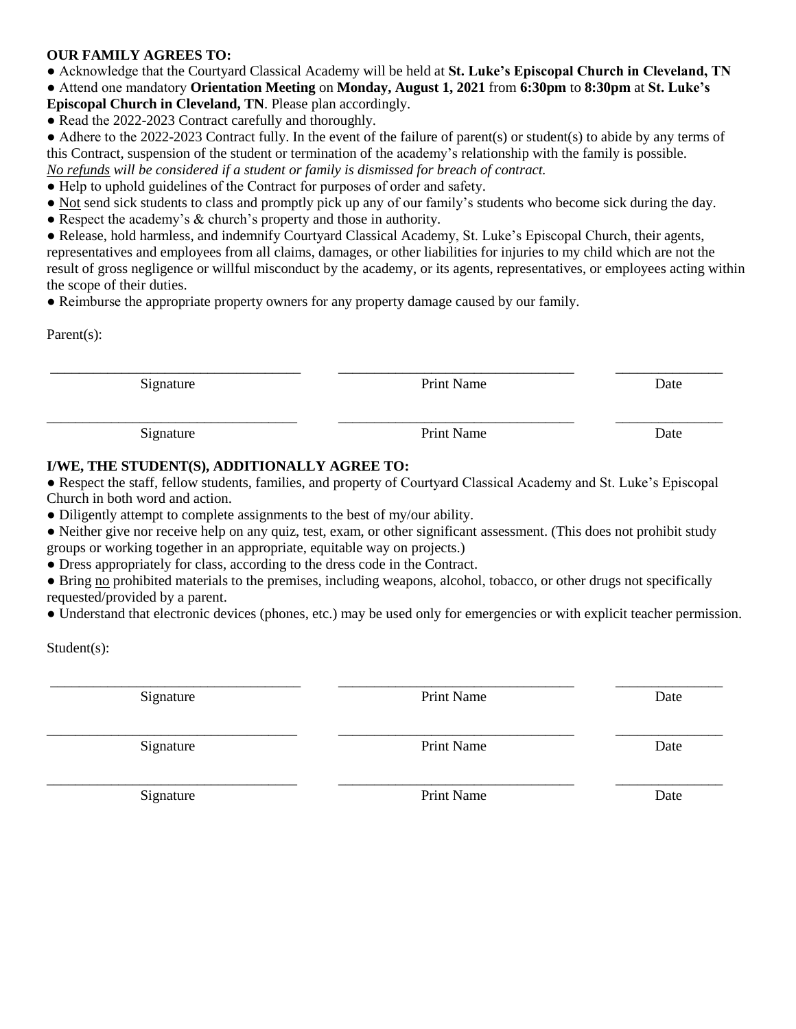**OUR FAMILY AGREES TO:**

- Acknowledge that the Courtyard Classical Academy will be held at **St. Luke's Episcopal Church in Cleveland, TN**
- Attend one mandatory **Orientation Meeting** on **Monday, August 1, 2021** from **6:30pm** to **8:30pm** at **St. Luke's Episcopal Church in Cleveland, TN**. Please plan accordingly.
- Read the 2022-2023 Contract carefully and thoroughly.
- Adhere to the 2022-2023 Contract fully. In the event of the failure of parent(s) or student(s) to abide by any terms of this Contract, suspension of the student or termination of the academy's relationship with the family is possible. *No refunds will be considered if a student or family is dismissed for breach of contract.*
- Help to uphold guidelines of the Contract for purposes of order and safety.
- Not send sick students to class and promptly pick up any of our family's students who become sick during the day.
- Respect the academy's & church's property and those in authority.
- Release, hold harmless, and indemnify Courtyard Classical Academy, St. Luke's Episcopal Church, their agents, representatives and employees from all claims, damages, or other liabilities for injuries to my child which are not the result of gross negligence or willful misconduct by the academy, or its agents, representatives, or employees acting within the scope of their duties.
- Reimburse the appropriate property owners for any property damage caused by our family.

Parent(s):

| Signature | Print Name | Date |
|---|---|---|
| ____________________ | ____________________ | __________ |
| ____________________ | ____________________ | __________ |

**I/WE, THE STUDENT(S), ADDITIONALLY AGREE TO:**

- Respect the staff, fellow students, families, and property of Courtyard Classical Academy and St. Luke's Episcopal Church in both word and action.
- Diligently attempt to complete assignments to the best of my/our ability.
- Neither give nor receive help on any quiz, test, exam, or other significant assessment. (This does not prohibit study groups or working together in an appropriate, equitable way on projects.)
- Dress appropriately for class, according to the dress code in the Contract.
- Bring no prohibited materials to the premises, including weapons, alcohol, tobacco, or other drugs not specifically requested/provided by a parent.
- Understand that electronic devices (phones, etc.) may be used only for emergencies or with explicit teacher permission.

Student(s):

| Signature | Print Name | Date |
|---|---|---|
| ____________________ | ____________________ | __________ |
| ____________________ | ____________________ | __________ |
| ____________________ | ____________________ | __________ |